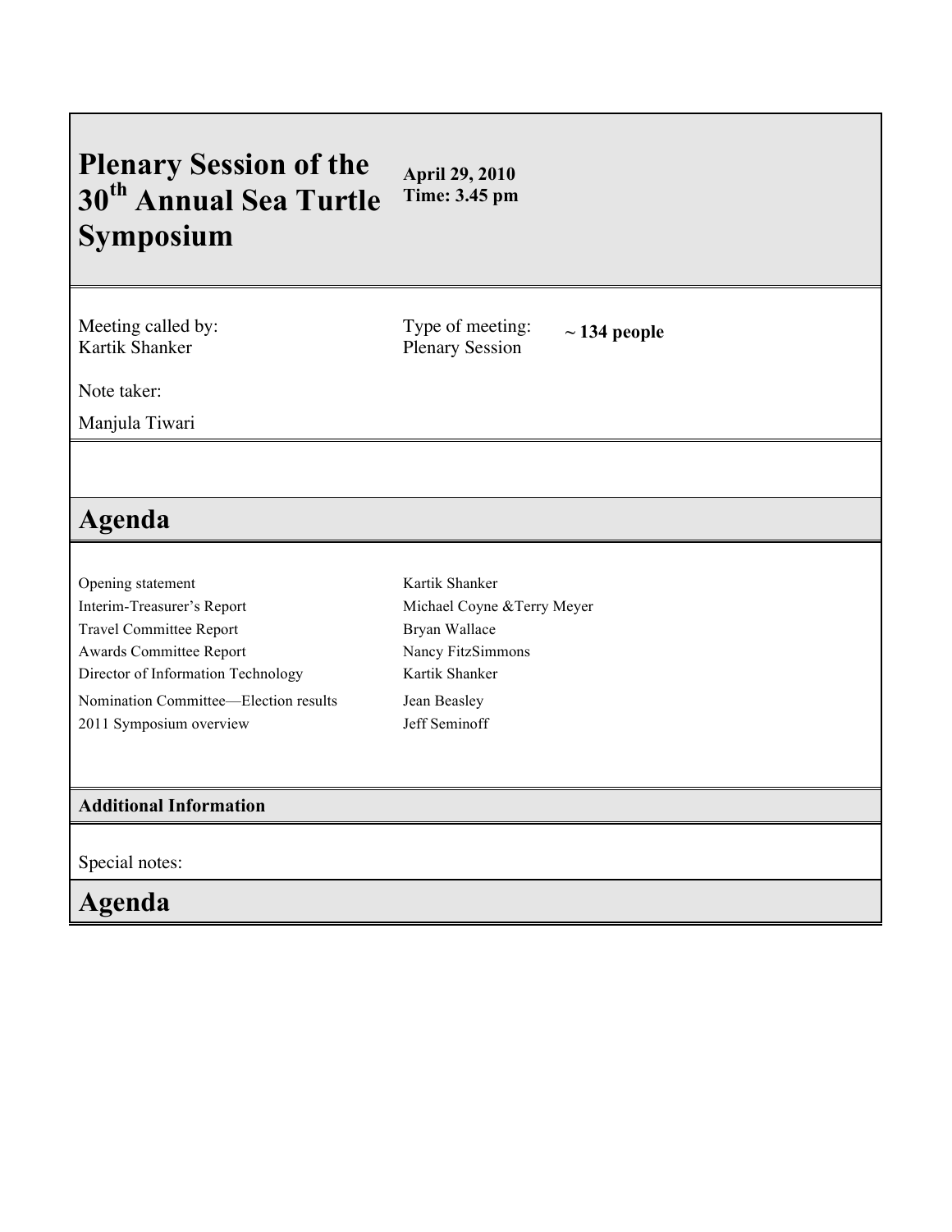# Plenary Session of the 30th Annual Sea Turtle Symposium

**April 29, 2010**
**Time: 3.45 pm**

Meeting called by:
Kartik Shanker

Type of meeting:
Plenary Session

**~ 134 people**

Note taker:

Manjula Tiwari

## Agenda

| | |
|---|---|
| Opening statement | Kartik Shanker |
| Interim-Treasurer's Report | Michael Coyne &Terry Meyer |
| Travel Committee Report | Bryan Wallace |
| Awards Committee Report | Nancy FitzSimmons |
| Director of Information Technology | Kartik Shanker |
| Nomination Committee—Election results | Jean Beasley |
| 2011 Symposium overview | Jeff Seminoff |

### Additional Information

Special notes:

## Agenda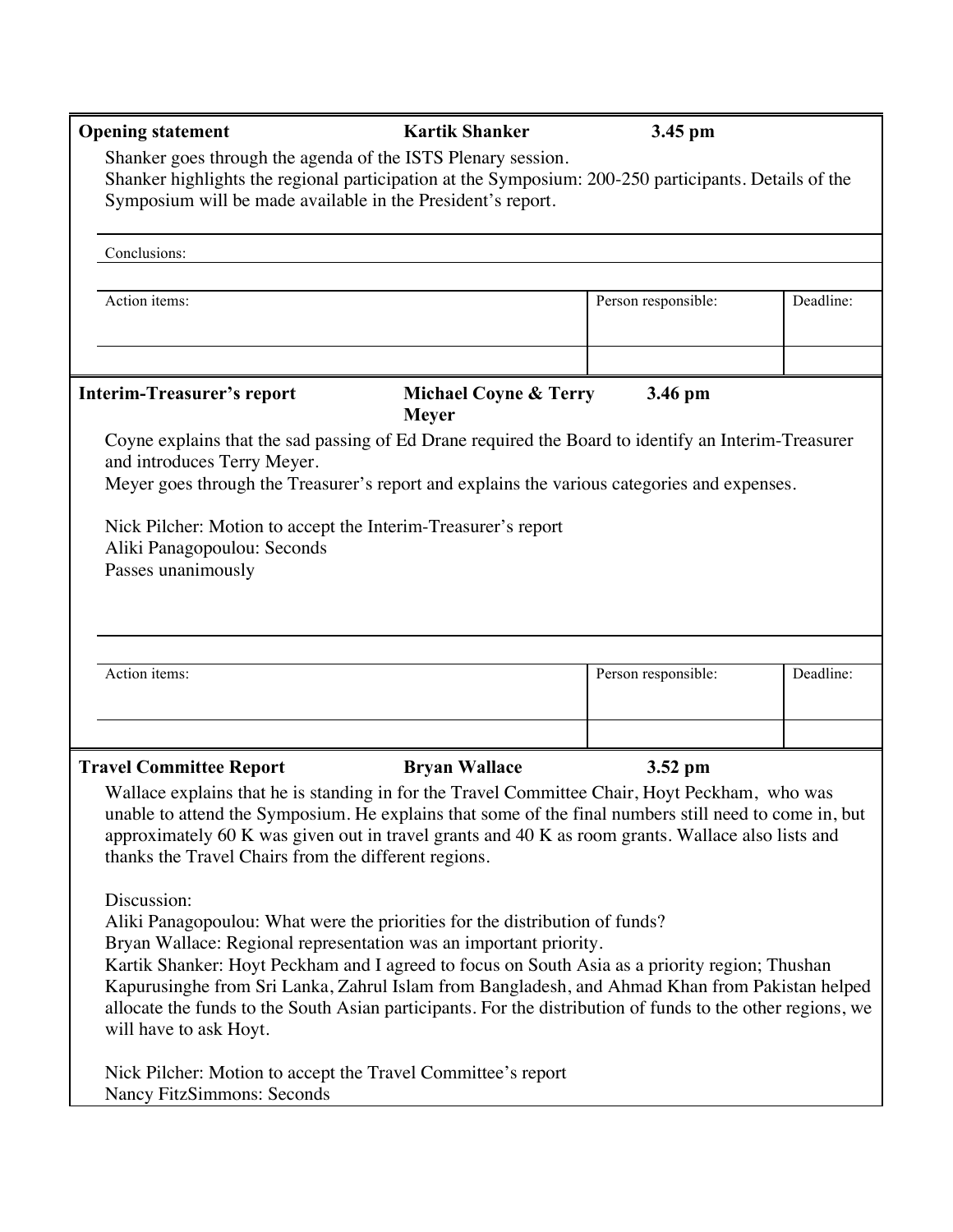| **Opening statement** | **Kartik Shanker** | **3.45 pm** |
|---|---|---|

Shanker goes through the agenda of the ISTS Plenary session.
Shanker highlights the regional participation at the Symposium: 200-250 participants. Details of the Symposium will be made available in the President's report.

Conclusions:

| Action items: | Person responsible: | Deadline: |
|---|---|---|
| | | |

| **Interim-Treasurer's report** | **Michael Coyne & Terry Meyer** | **3.46 pm** |
|---|---|---|

Coyne explains that the sad passing of Ed Drane required the Board to identify an Interim-Treasurer and introduces Terry Meyer.
Meyer goes through the Treasurer's report and explains the various categories and expenses.

Nick Pilcher: Motion to accept the Interim-Treasurer's report
Aliki Panagopoulou: Seconds
Passes unanimously

| Action items: | Person responsible: | Deadline: |
|---|---|---|
| | | |

| **Travel Committee Report** | **Bryan Wallace** | **3.52 pm** |
|---|---|---|

Wallace explains that he is standing in for the Travel Committee Chair, Hoyt Peckham, who was unable to attend the Symposium. He explains that some of the final numbers still need to come in, but approximately 60 K was given out in travel grants and 40 K as room grants. Wallace also lists and thanks the Travel Chairs from the different regions.

Discussion:
Aliki Panagopoulou: What were the priorities for the distribution of funds?
Bryan Wallace: Regional representation was an important priority.
Kartik Shanker: Hoyt Peckham and I agreed to focus on South Asia as a priority region; Thushan Kapurusinghe from Sri Lanka, Zahrul Islam from Bangladesh, and Ahmad Khan from Pakistan helped allocate the funds to the South Asian participants. For the distribution of funds to the other regions, we will have to ask Hoyt.

Nick Pilcher: Motion to accept the Travel Committee's report
Nancy FitzSimmons: Seconds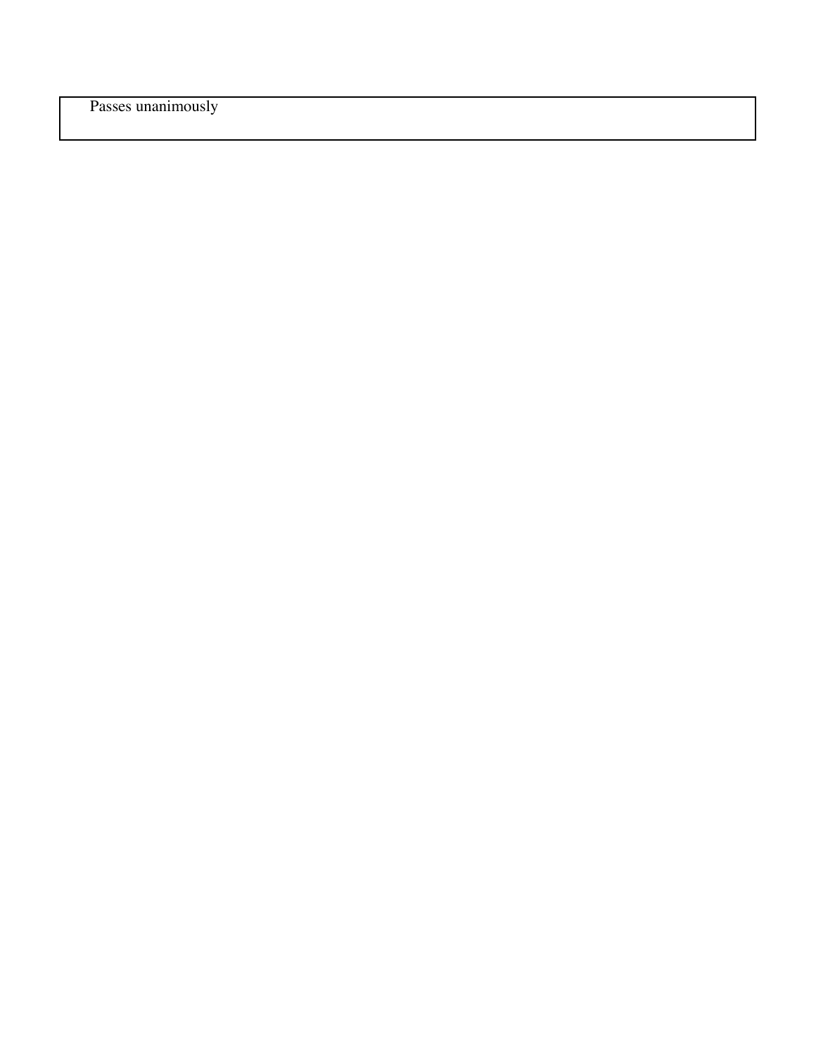| Passes unanimously |
| --- |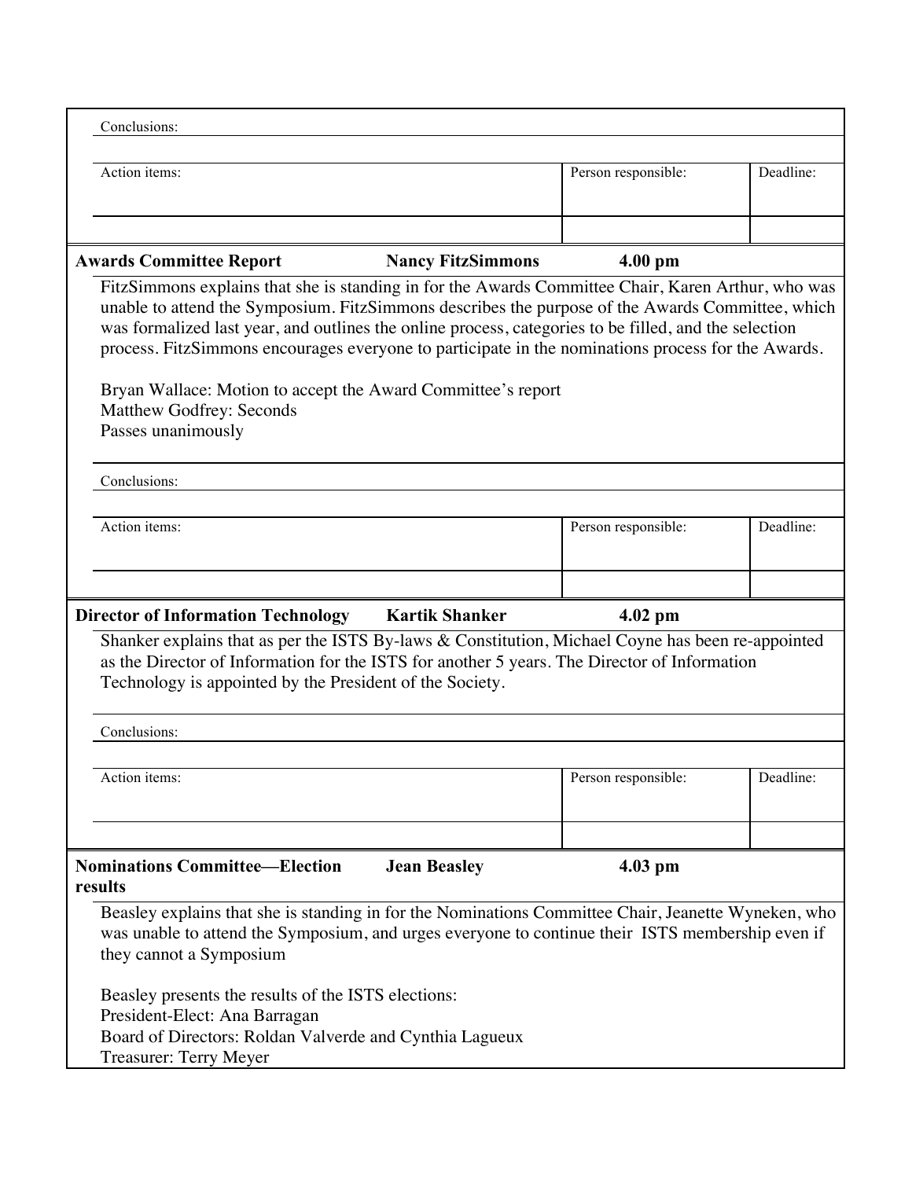| Conclusions: | | |
|---|---|---|
| Action items: | Person responsible: | Deadline: |
| | | |

| **Awards Committee Report** | **Nancy FitzSimmons** | **4.00 pm** |
|---|---|---|

FitzSimmons explains that she is standing in for the Awards Committee Chair, Karen Arthur, who was unable to attend the Symposium. FitzSimmons describes the purpose of the Awards Committee, which was formalized last year, and outlines the online process, categories to be filled, and the selection process. FitzSimmons encourages everyone to participate in the nominations process for the Awards.

Bryan Wallace: Motion to accept the Award Committee's report
Matthew Godfrey: Seconds
Passes unanimously

| Conclusions: | | |
|---|---|---|
| Action items: | Person responsible: | Deadline: |
| | | |

| **Director of Information Technology** | **Kartik Shanker** | **4.02 pm** |
|---|---|---|

Shanker explains that as per the ISTS By-laws & Constitution, Michael Coyne has been re-appointed as the Director of Information for the ISTS for another 5 years. The Director of Information Technology is appointed by the President of the Society.

| Conclusions: | | |
|---|---|---|
| Action items: | Person responsible: | Deadline: |
| | | |

| **Nominations Committee—Election results** | **Jean Beasley** | **4.03 pm** |
|---|---|---|

Beasley explains that she is standing in for the Nominations Committee Chair, Jeanette Wyneken, who was unable to attend the Symposium, and urges everyone to continue their ISTS membership even if they cannot a Symposium

Beasley presents the results of the ISTS elections:
President-Elect: Ana Barragan
Board of Directors: Roldan Valverde and Cynthia Lagueux
Treasurer: Terry Meyer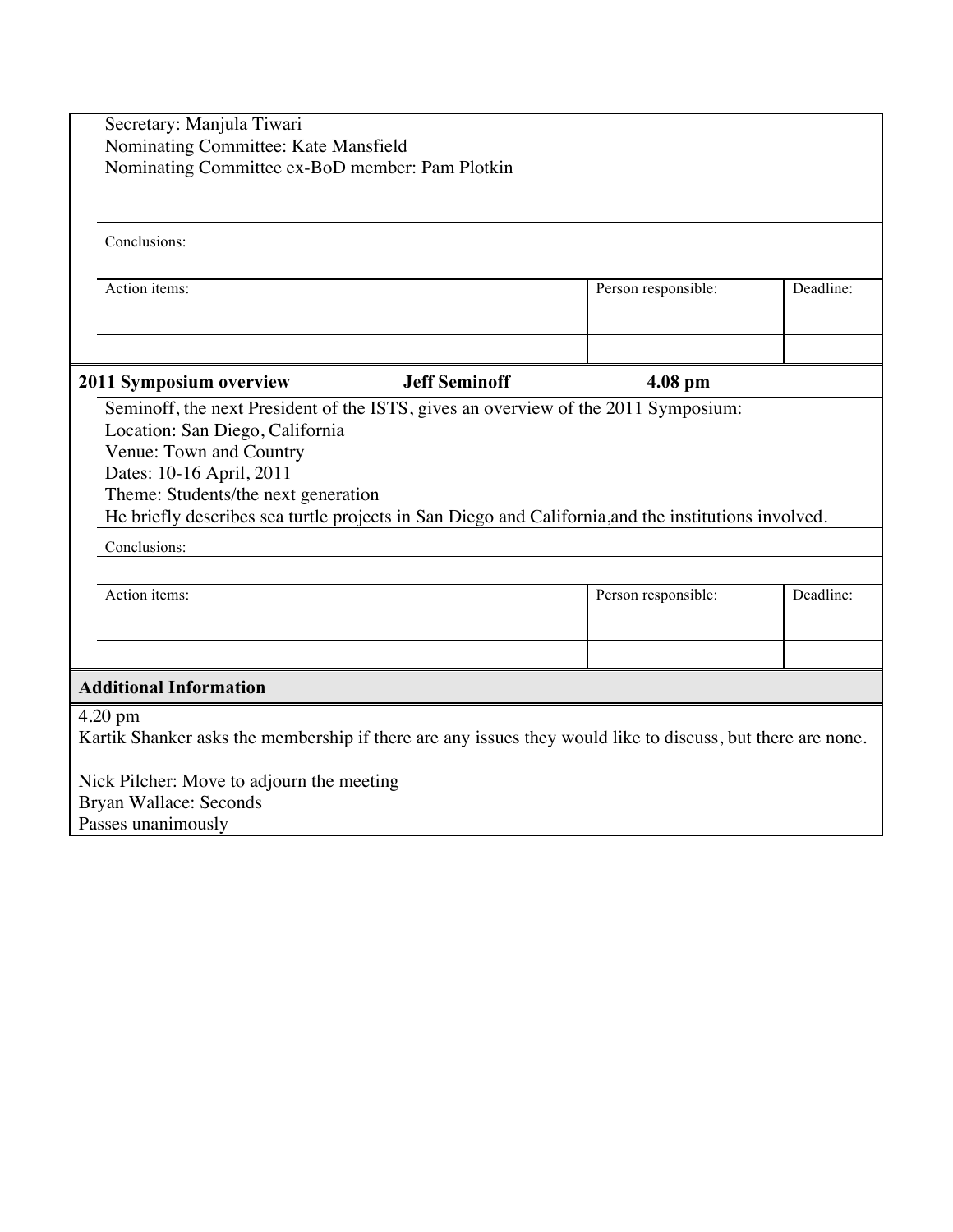Secretary: Manjula Tiwari
Nominating Committee: Kate Mansfield
Nominating Committee ex-BoD member: Pam Plotkin

Conclusions:

| Action items: | Person responsible: | Deadline: |
| --- | --- | --- |
| | | |

| **2011 Symposium overview** | **Jeff Seminoff** | **4.08 pm** |
| --- | --- | --- |

Seminoff, the next President of the ISTS, gives an overview of the 2011 Symposium:
Location: San Diego, California
Venue: Town and Country
Dates: 10-16 April, 2011
Theme: Students/the next generation
He briefly describes sea turtle projects in San Diego and California,and the institutions involved.

Conclusions:

| Action items: | Person responsible: | Deadline: |
| --- | --- | --- |
| | | |

## Additional Information

4.20 pm
Kartik Shanker asks the membership if there are any issues they would like to discuss, but there are none.

Nick Pilcher: Move to adjourn the meeting
Bryan Wallace: Seconds
Passes unanimously